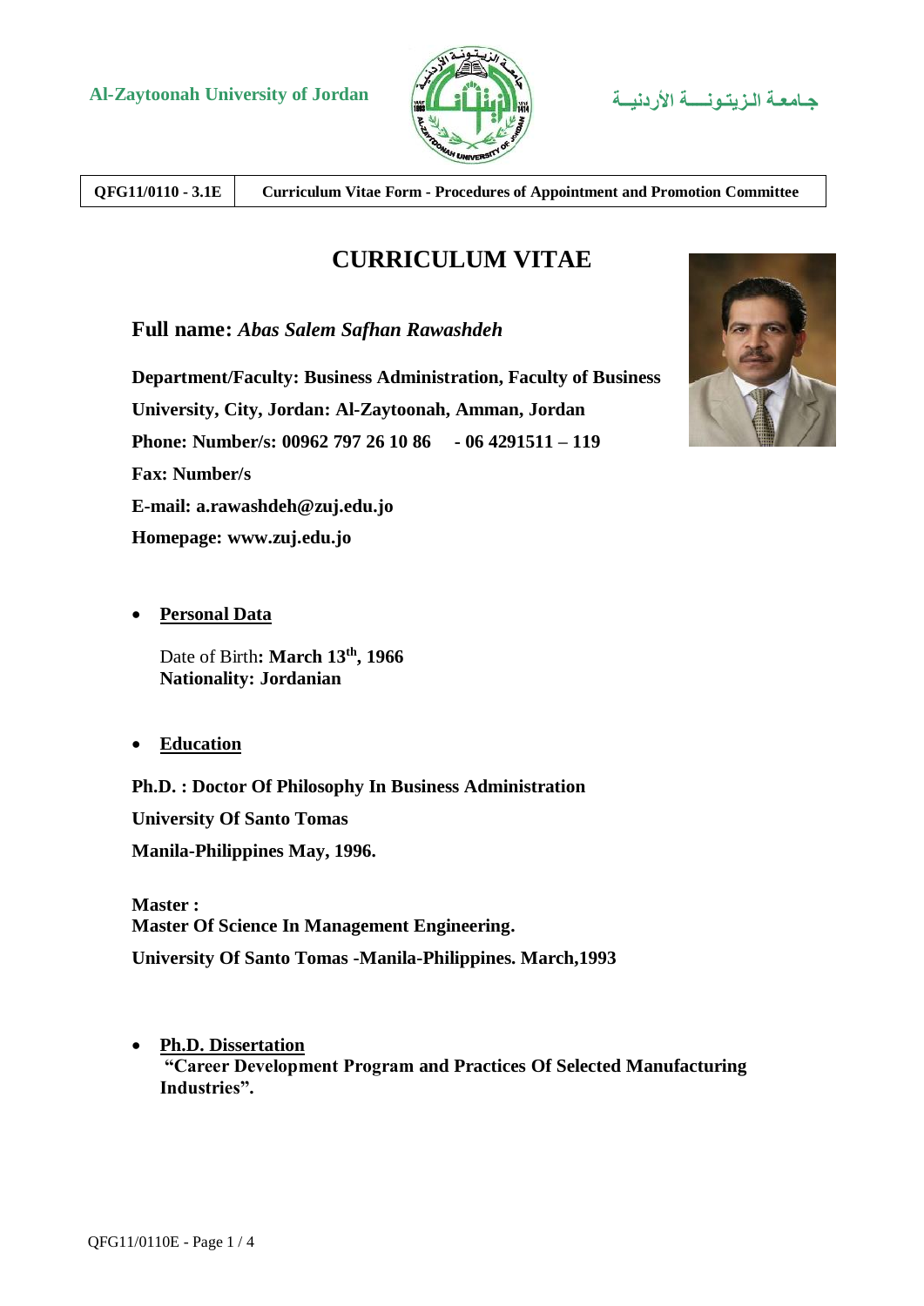Al-Zaytoonah University of Jordan جـامعـة الـزيـتـونـــة الأردنيــة

| QFG11/0110 - 3.1E | Curriculum Vitae Form - Procedures of Appointment and Promotion Committee |
|---|---|

# CURRICULUM VITAE

**Full name:** ***Abas Salem Safhan Rawashdeh***

**Department/Faculty: Business Administration, Faculty of Business**

**University, City, Jordan: Al-Zaytoonah, Amman, Jordan**

**Phone: Number/s: 00962 797 26 10 86 - 06 4291511 – 119**

**Fax: Number/s**

**E-mail: a.rawashdeh@zuj.edu.jo**

**Homepage: www.zuj.edu.jo**

- **Personal Data**

  Date of Birth**: March 13th, 1966**
  **Nationality: Jordanian**

- **Education**

**Ph.D. : Doctor Of Philosophy In Business Administration**

**University Of Santo Tomas**

**Manila-Philippines May, 1996.**

**Master :**
**Master Of Science In Management Engineering.**

**University Of Santo Tomas -Manila-Philippines. March,1993**

- **Ph.D. Dissertation**
  **"Career Development Program and Practices Of Selected Manufacturing Industries".**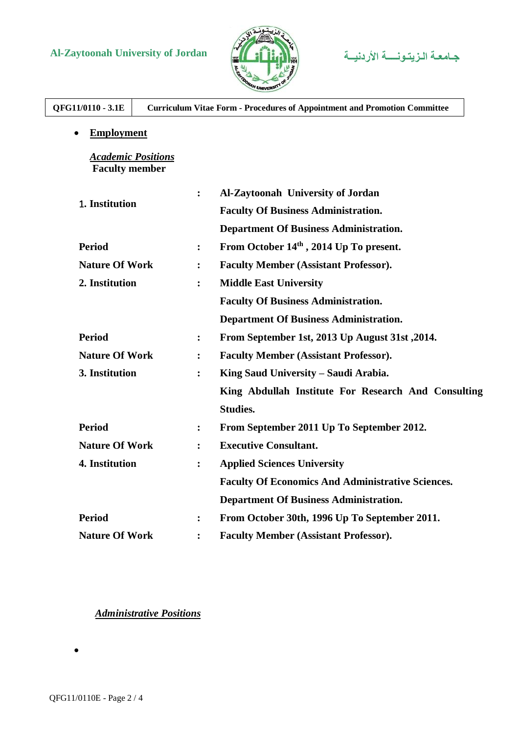- **Employment**

***Academic Positions***
**Faculty member**

| | | |
|---|---|---|
| **1. Institution** | **:** | **Al-Zaytoonah University of Jordan** |
| | | **Faculty Of Business Administration.** |
| | | **Department Of Business Administration.** |
| **Period** | **:** | **From October 14th , 2014 Up To present.** |
| **Nature Of Work** | **:** | **Faculty Member (Assistant Professor).** |
| **2. Institution** | **:** | **Middle East University** |
| | | **Faculty Of Business Administration.** |
| | | **Department Of Business Administration.** |
| **Period** | **:** | **From September 1st, 2013 Up August 31st ,2014.** |
| **Nature Of Work** | **:** | **Faculty Member (Assistant Professor).** |
| **3. Institution** | **:** | **King Saud University – Saudi Arabia.** |
| | | **King Abdullah Institute For Research And Consulting Studies.** |
| **Period** | **:** | **From September 2011 Up To September 2012.** |
| **Nature Of Work** | **:** | **Executive Consultant.** |
| **4. Institution** | **:** | **Applied Sciences University** |
| | | **Faculty Of Economics And Administrative Sciences.** |
| | | **Department Of Business Administration.** |
| **Period** | **:** | **From October 30th, 1996 Up To September 2011.** |
| **Nature Of Work** | **:** | **Faculty Member (Assistant Professor).** |

***Administrative Positions***

-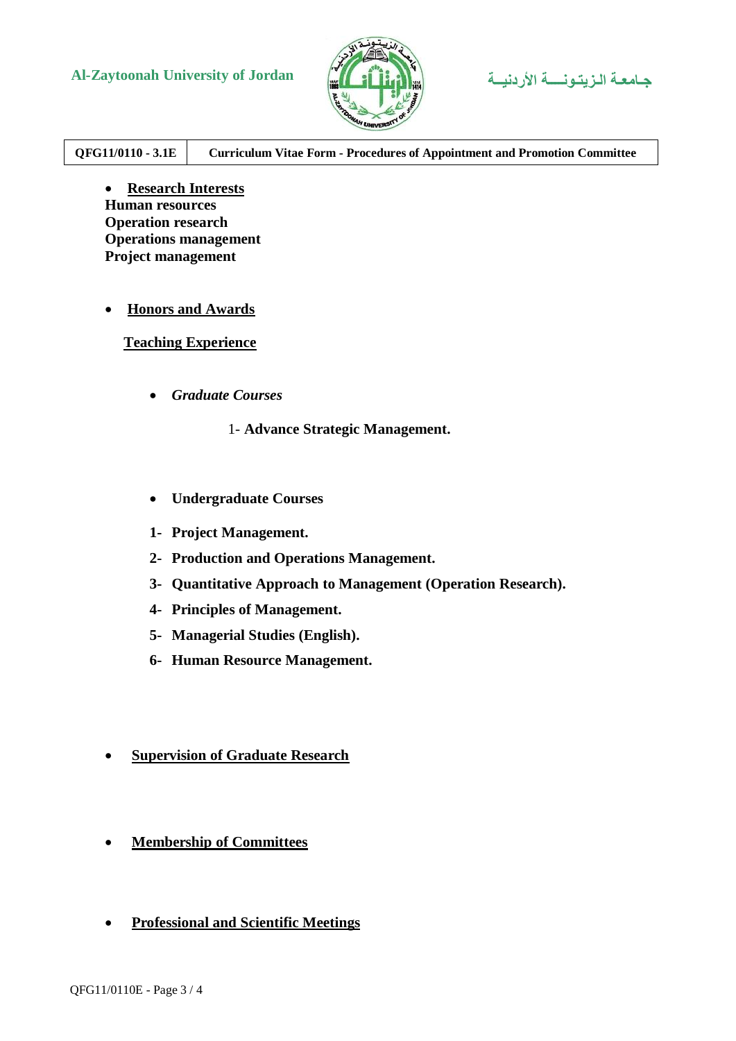- **Research Interests**

**Human resources**
**Operation research**
**Operations management**
**Project management**

- **Honors and Awards**

**Teaching Experience**

- ***Graduate Courses***

1- **Advance Strategic Management.**

- **Undergraduate Courses**

1- **Project Management.**
2- **Production and Operations Management.**
3- **Quantitative Approach to Management (Operation Research).**
4- **Principles of Management.**
5- **Managerial Studies (English).**
6- **Human Resource Management.**

- **Supervision of Graduate Research**

- **Membership of Committees**

- **Professional and Scientific Meetings**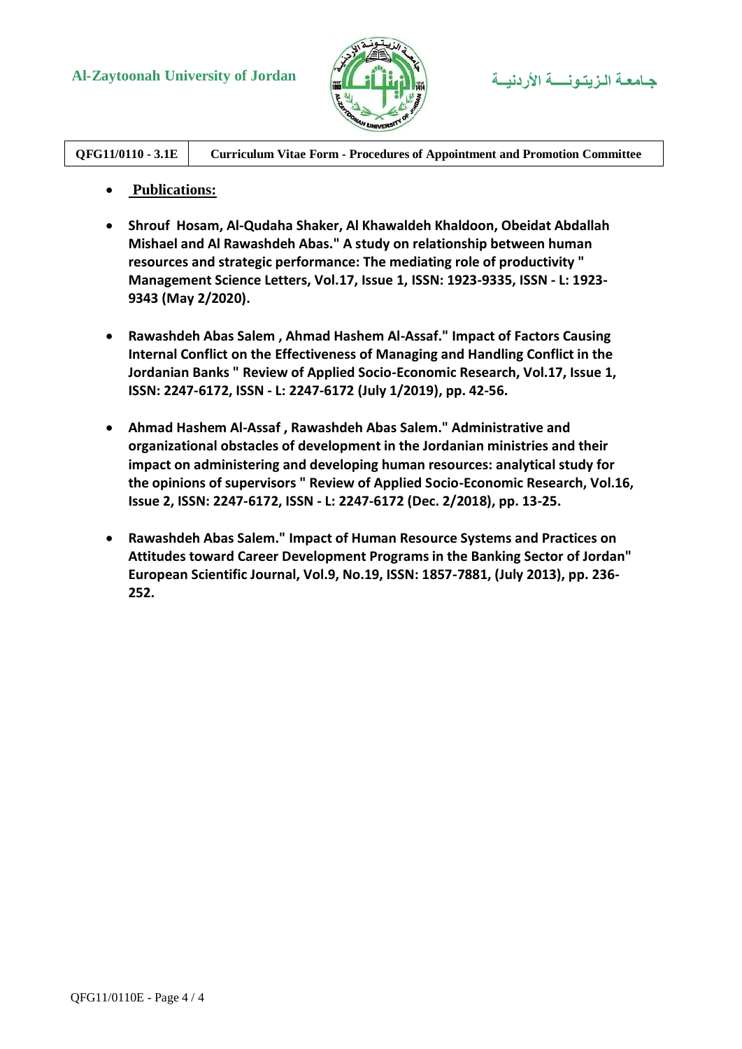- **Publications:**

- **Shrouf Hosam, Al-Qudaha Shaker, Al Khawaldeh Khaldoon, Obeidat Abdallah Mishael and Al Rawashdeh Abas." A study on relationship between human resources and strategic performance: The mediating role of productivity " Management Science Letters, Vol.17, Issue 1, ISSN: 1923-9335, ISSN - L: 1923-9343 (May 2/2020).**

- **Rawashdeh Abas Salem , Ahmad Hashem Al-Assaf." Impact of Factors Causing Internal Conflict on the Effectiveness of Managing and Handling Conflict in the Jordanian Banks " Review of Applied Socio-Economic Research, Vol.17, Issue 1, ISSN: 2247-6172, ISSN - L: 2247-6172 (July 1/2019), pp. 42-56.**

- **Ahmad Hashem Al-Assaf , Rawashdeh Abas Salem." Administrative and organizational obstacles of development in the Jordanian ministries and their impact on administering and developing human resources: analytical study for the opinions of supervisors " Review of Applied Socio-Economic Research, Vol.16, Issue 2, ISSN: 2247-6172, ISSN - L: 2247-6172 (Dec. 2/2018), pp. 13-25.**

- **Rawashdeh Abas Salem." Impact of Human Resource Systems and Practices on Attitudes toward Career Development Programs in the Banking Sector of Jordan" European Scientific Journal, Vol.9, No.19, ISSN: 1857-7881, (July 2013), pp. 236-252.**